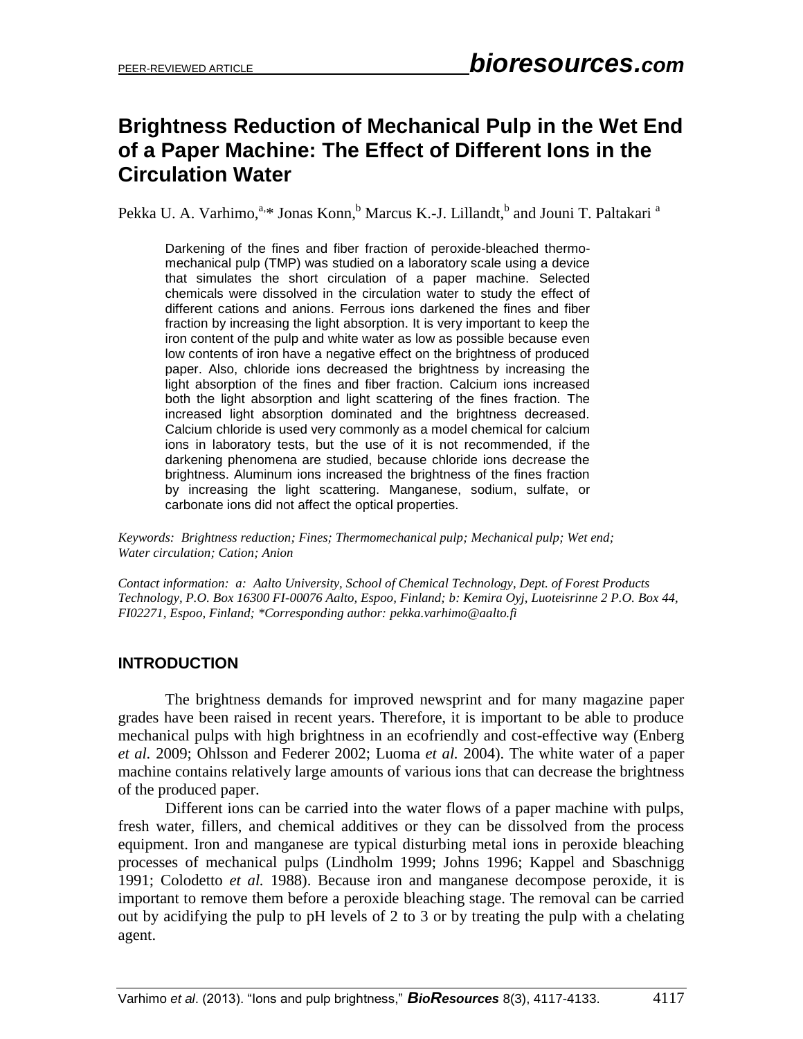# Brightness Reduction of Mechanical Pulp in the Wet End of a Paper Machine: The Effect of Different Ions in the Circulation Water

Pekka U. A. Varhimo,[a,*] Jonas Konn,[b] Marcus K.-J. Lillandt,[b] and Jouni T. Paltakari [a]

Darkening of the fines and fiber fraction of peroxide-bleached thermo-mechanical pulp (TMP) was studied on a laboratory scale using a device that simulates the short circulation of a paper machine. Selected chemicals were dissolved in the circulation water to study the effect of different cations and anions. Ferrous ions darkened the fines and fiber fraction by increasing the light absorption. It is very important to keep the iron content of the pulp and white water as low as possible because even low contents of iron have a negative effect on the brightness of produced paper. Also, chloride ions decreased the brightness by increasing the light absorption of the fines and fiber fraction. Calcium ions increased both the light absorption and light scattering of the fines fraction. The increased light absorption dominated and the brightness decreased. Calcium chloride is used very commonly as a model chemical for calcium ions in laboratory tests, but the use of it is not recommended, if the darkening phenomena are studied, because chloride ions decrease the brightness. Aluminum ions increased the brightness of the fines fraction by increasing the light scattering. Manganese, sodium, sulfate, or carbonate ions did not affect the optical properties.

*Keywords: Brightness reduction; Fines; Thermomechanical pulp; Mechanical pulp; Wet end; Water circulation; Cation; Anion*

*Contact information: a: Aalto University, School of Chemical Technology, Dept. of Forest Products Technology, P.O. Box 16300 FI-00076 Aalto, Espoo, Finland; b: Kemira Oyj, Luoteisrinne 2 P.O. Box 44, FI02271, Espoo, Finland; \*Corresponding author: pekka.varhimo@aalto.fi*

## INTRODUCTION

The brightness demands for improved newsprint and for many magazine paper grades have been raised in recent years. Therefore, it is important to be able to produce mechanical pulps with high brightness in an ecofriendly and cost-effective way (Enberg *et al.* 2009; Ohlsson and Federer 2002; Luoma *et al.* 2004). The white water of a paper machine contains relatively large amounts of various ions that can decrease the brightness of the produced paper.

Different ions can be carried into the water flows of a paper machine with pulps, fresh water, fillers, and chemical additives or they can be dissolved from the process equipment. Iron and manganese are typical disturbing metal ions in peroxide bleaching processes of mechanical pulps (Lindholm 1999; Johns 1996; Kappel and Sbaschnigg 1991; Colodetto *et al.* 1988). Because iron and manganese decompose peroxide, it is important to remove them before a peroxide bleaching stage. The removal can be carried out by acidifying the pulp to pH levels of 2 to 3 or by treating the pulp with a chelating agent.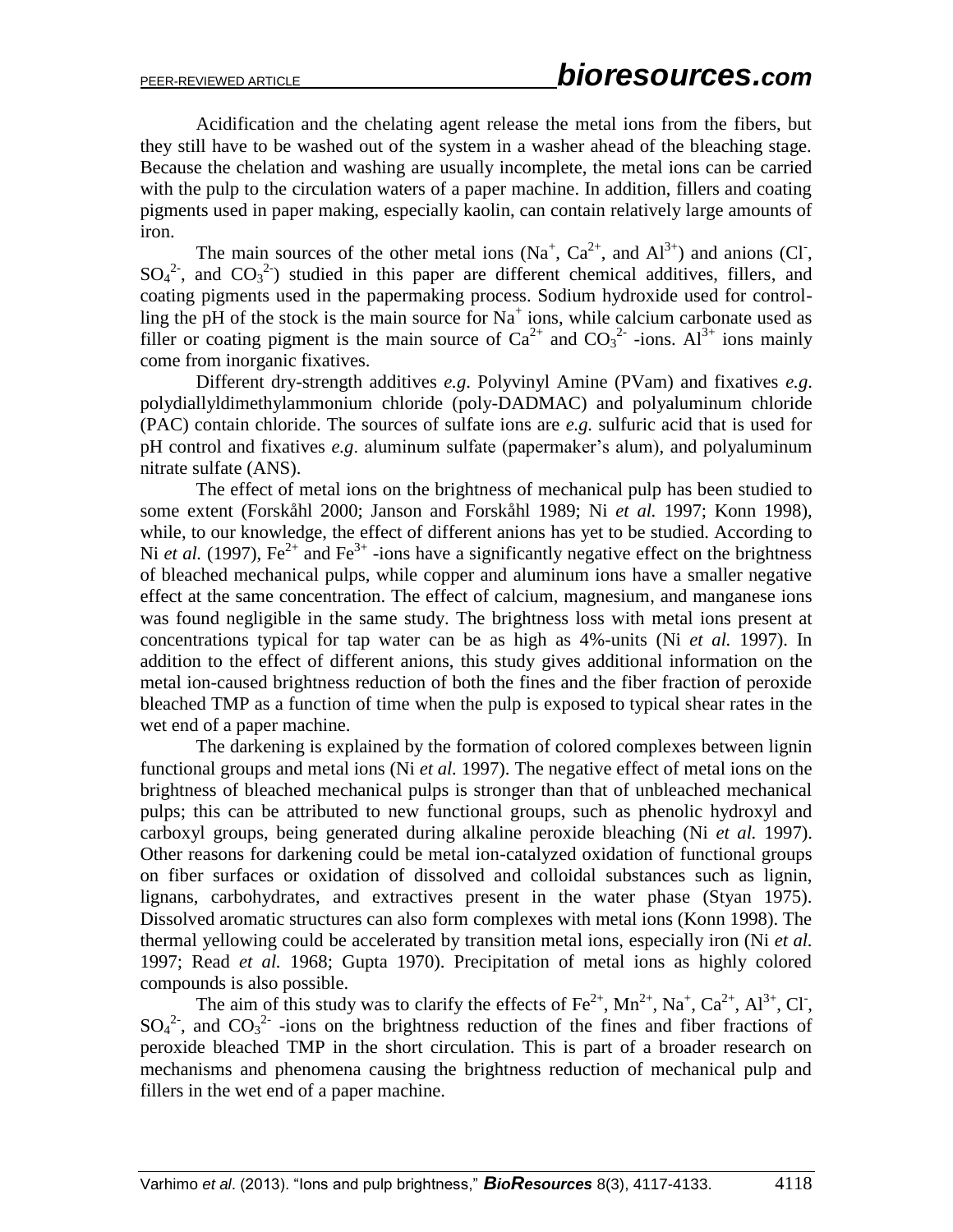Acidification and the chelating agent release the metal ions from the fibers, but they still have to be washed out of the system in a washer ahead of the bleaching stage. Because the chelation and washing are usually incomplete, the metal ions can be carried with the pulp to the circulation waters of a paper machine. In addition, fillers and coating pigments used in paper making, especially kaolin, can contain relatively large amounts of iron.

The main sources of the other metal ions ($Na^+$, $Ca^{2+}$, and $Al^{3+}$) and anions ($Cl^-$, $SO_4^{2-}$, and $CO_3^{2-}$) studied in this paper are different chemical additives, fillers, and coating pigments used in the papermaking process. Sodium hydroxide used for controlling the pH of the stock is the main source for $Na^+$ ions, while calcium carbonate used as filler or coating pigment is the main source of $Ca^{2+}$ and $CO_3^{2-}$ -ions. $Al^{3+}$ ions mainly come from inorganic fixatives.

Different dry-strength additives *e.g*. Polyvinyl Amine (PVam) and fixatives *e.g*. polydiallyldimethylammonium chloride (poly-DADMAC) and polyaluminum chloride (PAC) contain chloride. The sources of sulfate ions are *e.g.* sulfuric acid that is used for pH control and fixatives *e.g*. aluminum sulfate (papermaker's alum), and polyaluminum nitrate sulfate (ANS).

The effect of metal ions on the brightness of mechanical pulp has been studied to some extent (Forskåhl 2000; Janson and Forskåhl 1989; Ni *et al.* 1997; Konn 1998), while, to our knowledge, the effect of different anions has yet to be studied. According to Ni *et al.* (1997), $Fe^{2+}$ and $Fe^{3+}$ -ions have a significantly negative effect on the brightness of bleached mechanical pulps, while copper and aluminum ions have a smaller negative effect at the same concentration. The effect of calcium, magnesium, and manganese ions was found negligible in the same study. The brightness loss with metal ions present at concentrations typical for tap water can be as high as 4%-units (Ni *et al.* 1997). In addition to the effect of different anions, this study gives additional information on the metal ion-caused brightness reduction of both the fines and the fiber fraction of peroxide bleached TMP as a function of time when the pulp is exposed to typical shear rates in the wet end of a paper machine.

The darkening is explained by the formation of colored complexes between lignin functional groups and metal ions (Ni *et al.* 1997). The negative effect of metal ions on the brightness of bleached mechanical pulps is stronger than that of unbleached mechanical pulps; this can be attributed to new functional groups, such as phenolic hydroxyl and carboxyl groups, being generated during alkaline peroxide bleaching (Ni *et al.* 1997). Other reasons for darkening could be metal ion-catalyzed oxidation of functional groups on fiber surfaces or oxidation of dissolved and colloidal substances such as lignin, lignans, carbohydrates, and extractives present in the water phase (Styan 1975). Dissolved aromatic structures can also form complexes with metal ions (Konn 1998). The thermal yellowing could be accelerated by transition metal ions, especially iron (Ni *et al.* 1997; Read *et al.* 1968; Gupta 1970). Precipitation of metal ions as highly colored compounds is also possible.

The aim of this study was to clarify the effects of $Fe^{2+}$, $Mn^{2+}$, $Na^+$, $Ca^{2+}$, $Al^{3+}$, $Cl^-$, $SO_4^{2-}$, and $CO_3^{2-}$ -ions on the brightness reduction of the fines and fiber fractions of peroxide bleached TMP in the short circulation. This is part of a broader research on mechanisms and phenomena causing the brightness reduction of mechanical pulp and fillers in the wet end of a paper machine.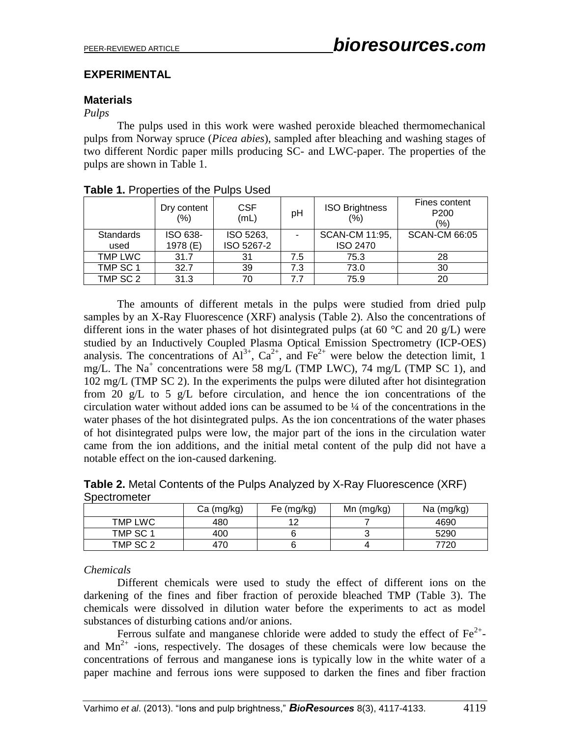## EXPERIMENTAL

### Materials

*Pulps*

The pulps used in this work were washed peroxide bleached thermomechanical pulps from Norway spruce (*Picea abies*), sampled after bleaching and washing stages of two different Nordic paper mills producing SC- and LWC-paper. The properties of the pulps are shown in Table 1.

**Table 1.** Properties of the Pulps Used

| | Dry content (%) | CSF (mL) | pH | ISO Brightness (%) | Fines content P200 (%) |
|---|---|---|---|---|---|
| Standards used | ISO 638-1978 (E) | ISO 5263, ISO 5267-2 | - | SCAN-CM 11:95, ISO 2470 | SCAN-CM 66:05 |
| TMP LWC | 31.7 | 31 | 7.5 | 75.3 | 28 |
| TMP SC 1 | 32.7 | 39 | 7.3 | 73.0 | 30 |
| TMP SC 2 | 31.3 | 70 | 7.7 | 75.9 | 20 |

The amounts of different metals in the pulps were studied from dried pulp samples by an X-Ray Fluorescence (XRF) analysis (Table 2). Also the concentrations of different ions in the water phases of hot disintegrated pulps (at 60 °C and 20 g/L) were studied by an Inductively Coupled Plasma Optical Emission Spectrometry (ICP-OES) analysis. The concentrations of $Al^{3+}$, $Ca^{2+}$, and $Fe^{2+}$ were below the detection limit, 1 mg/L. The $Na^{+}$ concentrations were 58 mg/L (TMP LWC), 74 mg/L (TMP SC 1), and 102 mg/L (TMP SC 2). In the experiments the pulps were diluted after hot disintegration from 20 g/L to 5 g/L before circulation, and hence the ion concentrations of the circulation water without added ions can be assumed to be ¼ of the concentrations in the water phases of the hot disintegrated pulps. As the ion concentrations of the water phases of hot disintegrated pulps were low, the major part of the ions in the circulation water came from the ion additions, and the initial metal content of the pulp did not have a notable effect on the ion-caused darkening.

**Table 2.** Metal Contents of the Pulps Analyzed by X-Ray Fluorescence (XRF) Spectrometer

| | Ca (mg/kg) | Fe (mg/kg) | Mn (mg/kg) | Na (mg/kg) |
|---|---|---|---|---|
| TMP LWC | 480 | 12 | 7 | 4690 |
| TMP SC 1 | 400 | 6 | 3 | 5290 |
| TMP SC 2 | 470 | 6 | 4 | 7720 |

*Chemicals*

Different chemicals were used to study the effect of different ions on the darkening of the fines and fiber fraction of peroxide bleached TMP (Table 3). The chemicals were dissolved in dilution water before the experiments to act as model substances of disturbing cations and/or anions.

Ferrous sulfate and manganese chloride were added to study the effect of $Fe^{2+}$- and $Mn^{2+}$ -ions, respectively. The dosages of these chemicals were low because the concentrations of ferrous and manganese ions is typically low in the white water of a paper machine and ferrous ions were supposed to darken the fines and fiber fraction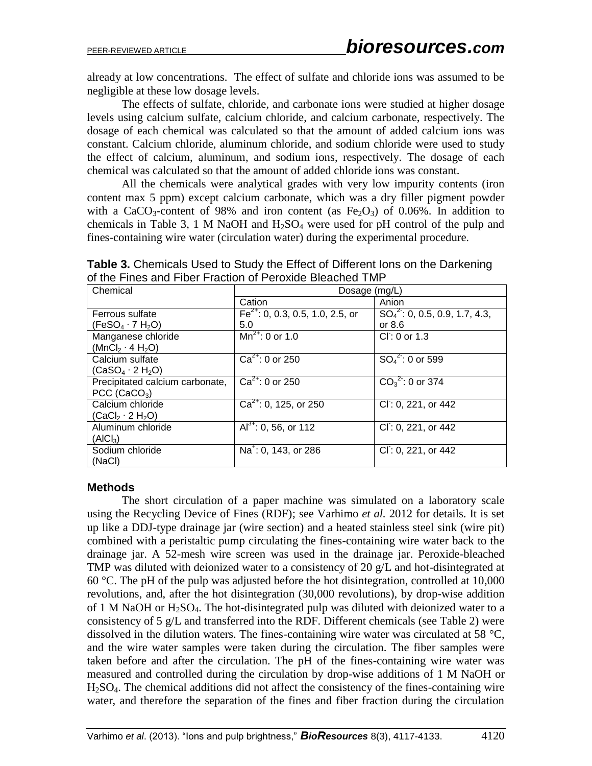already at low concentrations. The effect of sulfate and chloride ions was assumed to be negligible at these low dosage levels.

The effects of sulfate, chloride, and carbonate ions were studied at higher dosage levels using calcium sulfate, calcium chloride, and calcium carbonate, respectively. The dosage of each chemical was calculated so that the amount of added calcium ions was constant. Calcium chloride, aluminum chloride, and sodium chloride were used to study the effect of calcium, aluminum, and sodium ions, respectively. The dosage of each chemical was calculated so that the amount of added chloride ions was constant.

All the chemicals were analytical grades with very low impurity contents (iron content max 5 ppm) except calcium carbonate, which was a dry filler pigment powder with a $CaCO_3$-content of 98% and iron content (as $Fe_2O_3$) of 0.06%. In addition to chemicals in Table 3, 1 M NaOH and $H_2SO_4$ were used for pH control of the pulp and fines-containing wire water (circulation water) during the experimental procedure.

**Table 3.** Chemicals Used to Study the Effect of Different Ions on the Darkening of the Fines and Fiber Fraction of Peroxide Bleached TMP

| Chemical | Dosage (mg/L) | |
|---|---|---|
| | Cation | Anion |
| Ferrous sulfate ($FeSO_4 \cdot 7\ H_2O$) | $Fe^{2+}$: 0, 0.3, 0.5, 1.0, 2.5, or 5.0 | $SO_4^{2-}$: 0, 0.5, 0.9, 1.7, 4.3, or 8.6 |
| Manganese chloride ($MnCl_2 \cdot 4\ H_2O$) | $Mn^{2+}$: 0 or 1.0 | $Cl^-$: 0 or 1.3 |
| Calcium sulfate ($CaSO_4 \cdot 2\ H_2O$) | $Ca^{2+}$: 0 or 250 | $SO_4^{2-}$: 0 or 599 |
| Precipitated calcium carbonate, PCC ($CaCO_3$) | $Ca^{2+}$: 0 or 250 | $CO_3^{2-}$: 0 or 374 |
| Calcium chloride ($CaCl_2 \cdot 2\ H_2O$) | $Ca^{2+}$: 0, 125, or 250 | $Cl^-$: 0, 221, or 442 |
| Aluminum chloride ($AlCl_3$) | $Al^{3+}$: 0, 56, or 112 | $Cl^-$: 0, 221, or 442 |
| Sodium chloride (NaCl) | $Na^+$: 0, 143, or 286 | $Cl^-$: 0, 221, or 442 |

## Methods

The short circulation of a paper machine was simulated on a laboratory scale using the Recycling Device of Fines (RDF); see Varhimo *et al.* 2012 for details. It is set up like a DDJ-type drainage jar (wire section) and a heated stainless steel sink (wire pit) combined with a peristaltic pump circulating the fines-containing wire water back to the drainage jar. A 52-mesh wire screen was used in the drainage jar. Peroxide-bleached TMP was diluted with deionized water to a consistency of 20 g/L and hot-disintegrated at 60 °C. The pH of the pulp was adjusted before the hot disintegration, controlled at 10,000 revolutions, and, after the hot disintegration (30,000 revolutions), by drop-wise addition of 1 M NaOH or $H_2SO_4$. The hot-disintegrated pulp was diluted with deionized water to a consistency of 5 g/L and transferred into the RDF. Different chemicals (see Table 2) were dissolved in the dilution waters. The fines-containing wire water was circulated at 58 °C, and the wire water samples were taken during the circulation. The fiber samples were taken before and after the circulation. The pH of the fines-containing wire water was measured and controlled during the circulation by drop-wise additions of 1 M NaOH or $H_2SO_4$. The chemical additions did not affect the consistency of the fines-containing wire water, and therefore the separation of the fines and fiber fraction during the circulation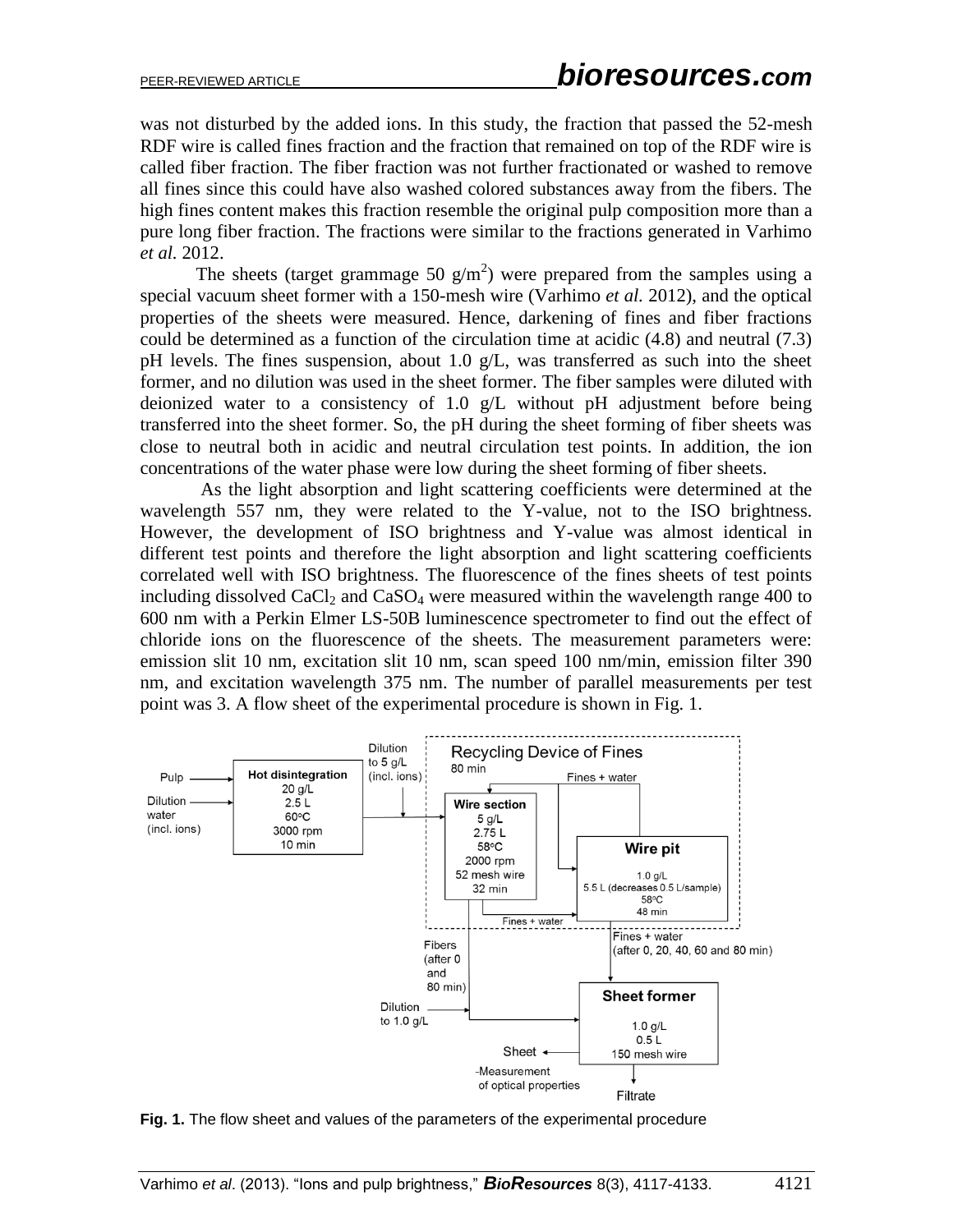was not disturbed by the added ions. In this study, the fraction that passed the 52-mesh RDF wire is called fines fraction and the fraction that remained on top of the RDF wire is called fiber fraction. The fiber fraction was not further fractionated or washed to remove all fines since this could have also washed colored substances away from the fibers. The high fines content makes this fraction resemble the original pulp composition more than a pure long fiber fraction. The fractions were similar to the fractions generated in Varhimo *et al*. 2012.

The sheets (target grammage 50 $g/m^2$) were prepared from the samples using a special vacuum sheet former with a 150-mesh wire (Varhimo *et al.* 2012), and the optical properties of the sheets were measured. Hence, darkening of fines and fiber fractions could be determined as a function of the circulation time at acidic (4.8) and neutral (7.3) pH levels. The fines suspension, about 1.0 g/L, was transferred as such into the sheet former, and no dilution was used in the sheet former. The fiber samples were diluted with deionized water to a consistency of 1.0 g/L without pH adjustment before being transferred into the sheet former. So, the pH during the sheet forming of fiber sheets was close to neutral both in acidic and neutral circulation test points. In addition, the ion concentrations of the water phase were low during the sheet forming of fiber sheets.

As the light absorption and light scattering coefficients were determined at the wavelength 557 nm, they were related to the Y-value, not to the ISO brightness. However, the development of ISO brightness and Y-value was almost identical in different test points and therefore the light absorption and light scattering coefficients correlated well with ISO brightness. The fluorescence of the fines sheets of test points including dissolved $CaCl_2$ and $CaSO_4$ were measured within the wavelength range 400 to 600 nm with a Perkin Elmer LS-50B luminescence spectrometer to find out the effect of chloride ions on the fluorescence of the sheets. The measurement parameters were: emission slit 10 nm, excitation slit 10 nm, scan speed 100 nm/min, emission filter 390 nm, and excitation wavelength 375 nm. The number of parallel measurements per test point was 3. A flow sheet of the experimental procedure is shown in Fig. 1.

Pulp
Dilution water (incl. ions)
Hot disintegration
20 g/L
2.5 L
60°C
3000 rpm
10 min
Dilution to 5 g/L (incl. ions)
Recycling Device of Fines
80 min
Fines + water
Wire section
5 g/L
2.75 L
58°C
2000 rpm
52 mesh wire
32 min
Wire pit
1.0 g/L
5.5 L (decreases 0.5 L/sample)
58°C
48 min
Fines + water
Fines + water
(after 0, 20, 40, 60 and 80 min)
Fibers
(after 0 and 80 min)
Dilution to 1.0 g/L
Sheet former
1.0 g/L
0.5 L
150 mesh wire
Sheet
-Measurement of optical properties
Filtrate

**Fig. 1.** The flow sheet and values of the parameters of the experimental procedure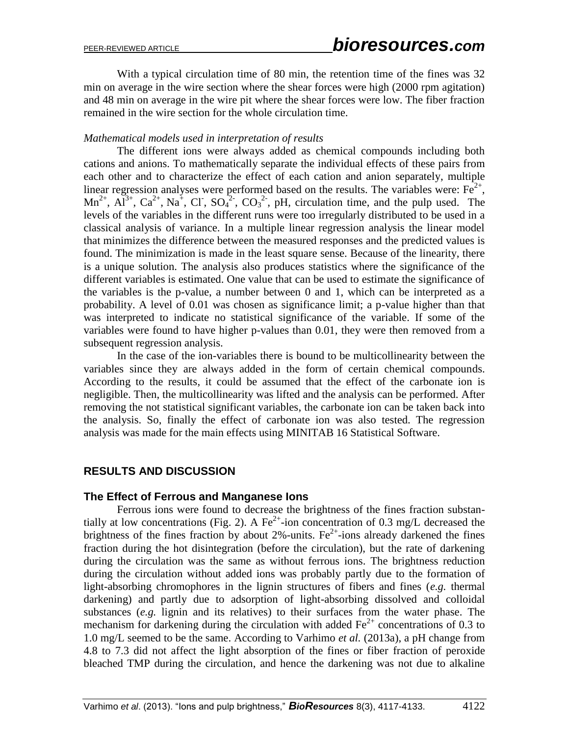With a typical circulation time of 80 min, the retention time of the fines was 32 min on average in the wire section where the shear forces were high (2000 rpm agitation) and 48 min on average in the wire pit where the shear forces were low. The fiber fraction remained in the wire section for the whole circulation time.

*Mathematical models used in interpretation of results*

The different ions were always added as chemical compounds including both cations and anions. To mathematically separate the individual effects of these pairs from each other and to characterize the effect of each cation and anion separately, multiple linear regression analyses were performed based on the results. The variables were: $Fe^{2+}$, $Mn^{2+}$, $Al^{3+}$, $Ca^{2+}$, $Na^{+}$, $Cl^{-}$, $SO_4^{2-}$, $CO_3^{2-}$, pH, circulation time, and the pulp used. The levels of the variables in the different runs were too irregularly distributed to be used in a classical analysis of variance. In a multiple linear regression analysis the linear model that minimizes the difference between the measured responses and the predicted values is found. The minimization is made in the least square sense. Because of the linearity, there is a unique solution. The analysis also produces statistics where the significance of the different variables is estimated. One value that can be used to estimate the significance of the variables is the p-value, a number between 0 and 1, which can be interpreted as a probability. A level of 0.01 was chosen as significance limit; a p-value higher than that was interpreted to indicate no statistical significance of the variable. If some of the variables were found to have higher p-values than 0.01, they were then removed from a subsequent regression analysis.

In the case of the ion-variables there is bound to be multicollinearity between the variables since they are always added in the form of certain chemical compounds. According to the results, it could be assumed that the effect of the carbonate ion is negligible. Then, the multicollinearity was lifted and the analysis can be performed. After removing the not statistical significant variables, the carbonate ion can be taken back into the analysis. So, finally the effect of carbonate ion was also tested. The regression analysis was made for the main effects using MINITAB 16 Statistical Software.

## RESULTS AND DISCUSSION

### The Effect of Ferrous and Manganese Ions

Ferrous ions were found to decrease the brightness of the fines fraction substantially at low concentrations (Fig. 2). A $Fe^{2+}$-ion concentration of 0.3 mg/L decreased the brightness of the fines fraction by about 2%-units. $Fe^{2+}$-ions already darkened the fines fraction during the hot disintegration (before the circulation), but the rate of darkening during the circulation was the same as without ferrous ions. The brightness reduction during the circulation without added ions was probably partly due to the formation of light-absorbing chromophores in the lignin structures of fibers and fines (*e.g.* thermal darkening) and partly due to adsorption of light-absorbing dissolved and colloidal substances (*e.g.* lignin and its relatives) to their surfaces from the water phase. The mechanism for darkening during the circulation with added $Fe^{2+}$ concentrations of 0.3 to 1.0 mg/L seemed to be the same. According to Varhimo *et al.* (2013a), a pH change from 4.8 to 7.3 did not affect the light absorption of the fines or fiber fraction of peroxide bleached TMP during the circulation, and hence the darkening was not due to alkaline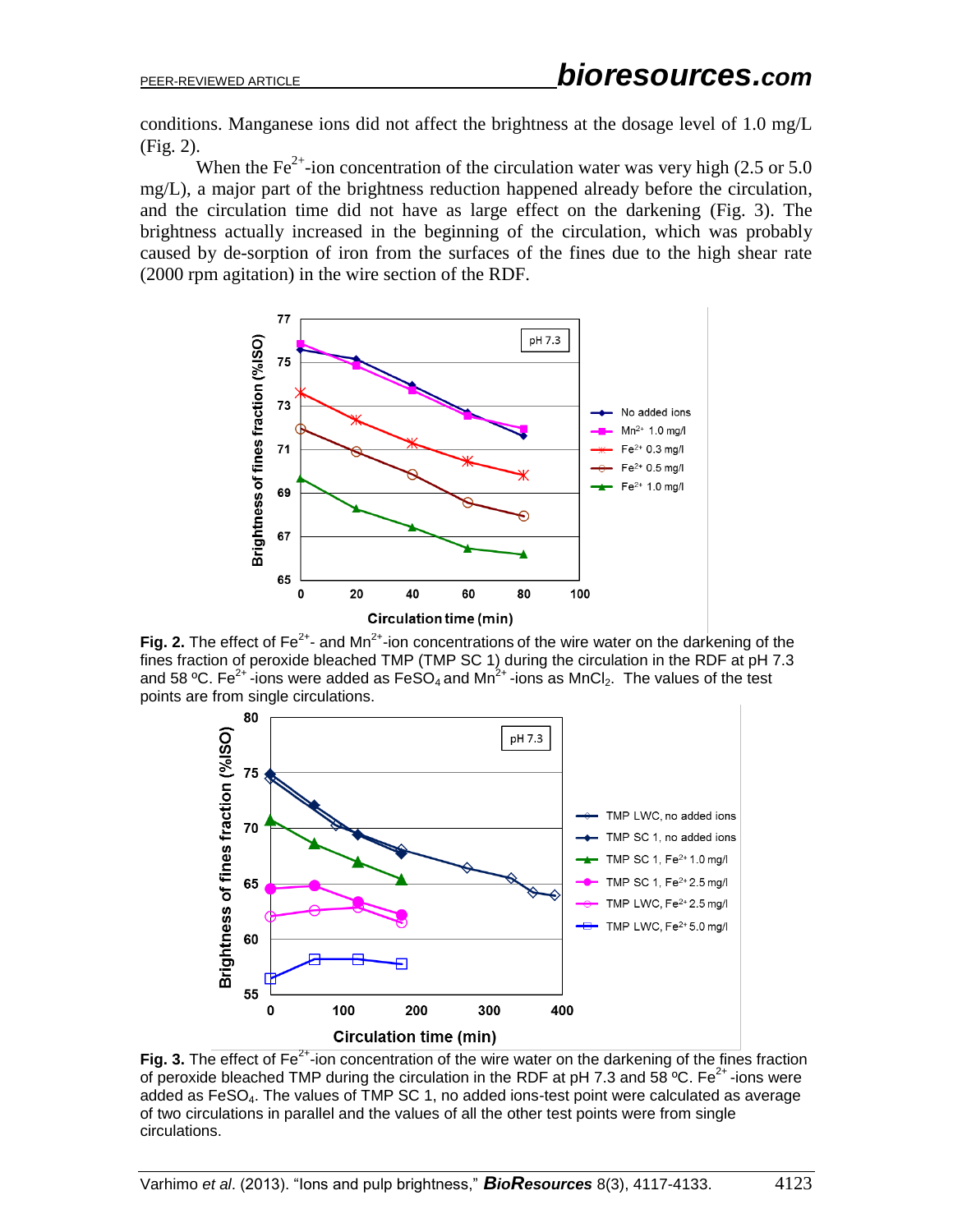conditions. Manganese ions did not affect the brightness at the dosage level of 1.0 mg/L (Fig. 2).

When the $Fe^{2+}$-ion concentration of the circulation water was very high (2.5 or 5.0 mg/L), a major part of the brightness reduction happened already before the circulation, and the circulation time did not have as large effect on the darkening (Fig. 3). The brightness actually increased in the beginning of the circulation, which was probably caused by de-sorption of iron from the surfaces of the fines due to the high shear rate (2000 rpm agitation) in the wire section of the RDF.

pH 7.3

Brightness of fines fraction (%ISO)

77
75
73
71
69
67
65

0
20
40
60
80
100

Circulation time (min)

No added ions
$Mn^{2+}$ 1.0 mg/l
$Fe^{2+}$ 0.3 mg/l
$Fe^{2+}$ 0.5 mg/l
$Fe^{2+}$ 1.0 mg/l

**Fig. 2.** The effect of $Fe^{2+}$- and $Mn^{2+}$-ion concentrations of the wire water on the darkening of the fines fraction of peroxide bleached TMP (TMP SC 1) during the circulation in the RDF at pH 7.3 and 58 ºC. $Fe^{2+}$ -ions were added as $FeSO_4$ and $Mn^{2+}$ -ions as $MnCl_2$. The values of the test points are from single circulations.

pH 7.3

Brightness of fines fraction (%ISO)

80
75
70
65
60
55

0
100
200
300
400

Circulation time (min)

TMP LWC, no added ions
TMP SC 1, no added ions
TMP SC 1, $Fe^{2+}$ 1.0 mg/l
TMP SC 1, $Fe^{2+}$ 2.5 mg/l
TMP LWC, $Fe^{2+}$ 2.5 mg/l
TMP LWC, $Fe^{2+}$ 5.0 mg/l

**Fig. 3.** The effect of $Fe^{2+}$-ion concentration of the wire water on the darkening of the fines fraction of peroxide bleached TMP during the circulation in the RDF at pH 7.3 and 58 ºC. $Fe^{2+}$ -ions were added as $FeSO_4$. The values of TMP SC 1, no added ions-test point were calculated as average of two circulations in parallel and the values of all the other test points were from single circulations.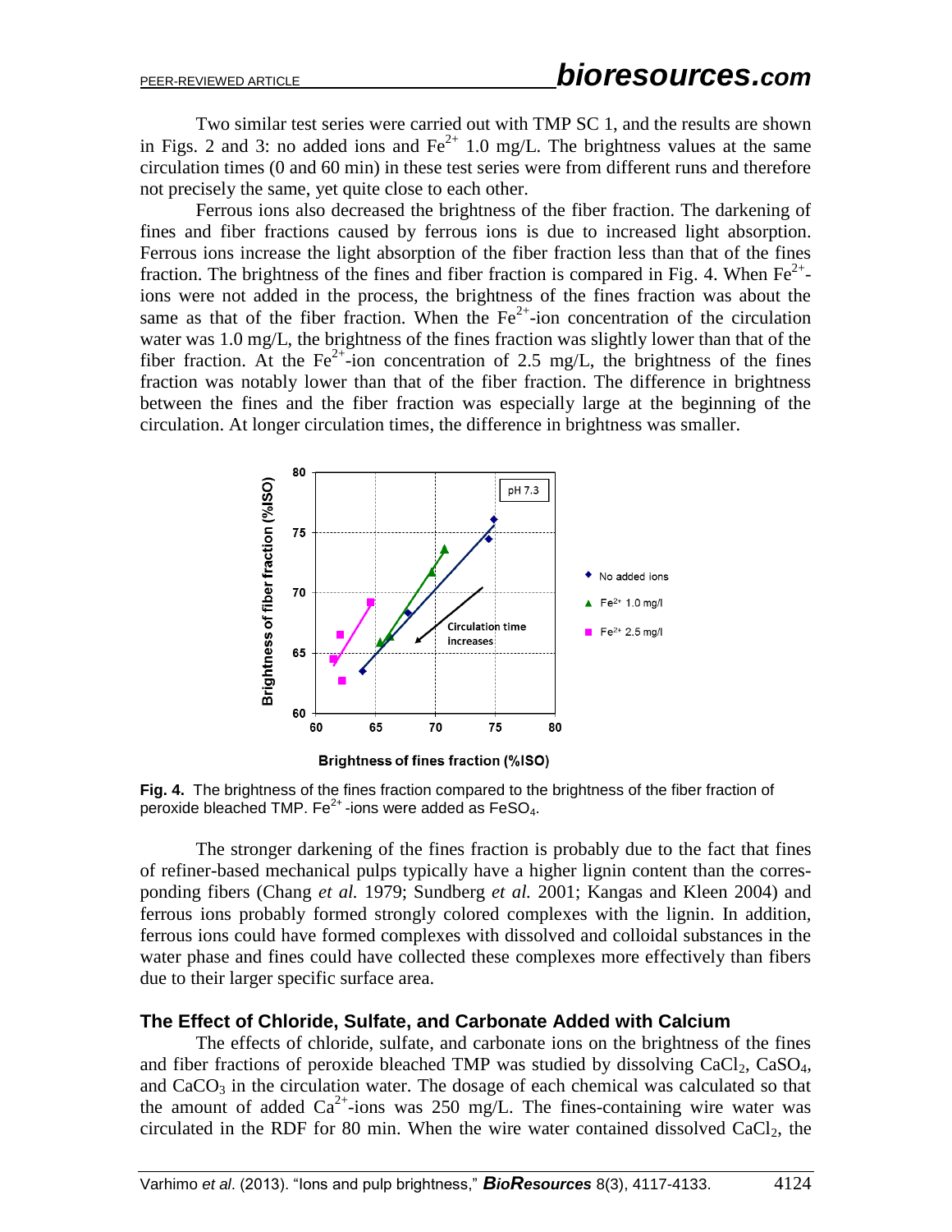Two similar test series were carried out with TMP SC 1, and the results are shown in Figs. 2 and 3: no added ions and $Fe^{2+}$ 1.0 mg/L. The brightness values at the same circulation times (0 and 60 min) in these test series were from different runs and therefore not precisely the same, yet quite close to each other.

Ferrous ions also decreased the brightness of the fiber fraction. The darkening of fines and fiber fractions caused by ferrous ions is due to increased light absorption. Ferrous ions increase the light absorption of the fiber fraction less than that of the fines fraction. The brightness of the fines and fiber fraction is compared in Fig. 4. When $Fe^{2+}$-ions were not added in the process, the brightness of the fines fraction was about the same as that of the fiber fraction. When the $Fe^{2+}$-ion concentration of the circulation water was 1.0 mg/L, the brightness of the fines fraction was slightly lower than that of the fiber fraction. At the $Fe^{2+}$-ion concentration of 2.5 mg/L, the brightness of the fines fraction was notably lower than that of the fiber fraction. The difference in brightness between the fines and the fiber fraction was especially large at the beginning of the circulation. At longer circulation times, the difference in brightness was smaller.

Brightness of fiber fraction (%ISO)
80
75
70
65
60
60
65
70
75
80
Brightness of fines fraction (%ISO)
pH 7.3
Circulation time increases
No added ions
$Fe^{2+}$ 1.0 mg/l
$Fe^{2+}$ 2.5 mg/l

**Fig. 4.** The brightness of the fines fraction compared to the brightness of the fiber fraction of peroxide bleached TMP. $Fe^{2+}$ -ions were added as $FeSO_4$.

The stronger darkening of the fines fraction is probably due to the fact that fines of refiner-based mechanical pulps typically have a higher lignin content than the corresponding fibers (Chang *et al.* 1979; Sundberg *et al.* 2001; Kangas and Kleen 2004) and ferrous ions probably formed strongly colored complexes with the lignin. In addition, ferrous ions could have formed complexes with dissolved and colloidal substances in the water phase and fines could have collected these complexes more effectively than fibers due to their larger specific surface area.

### The Effect of Chloride, Sulfate, and Carbonate Added with Calcium

The effects of chloride, sulfate, and carbonate ions on the brightness of the fines and fiber fractions of peroxide bleached TMP was studied by dissolving $CaCl_2$, $CaSO_4$, and $CaCO_3$ in the circulation water. The dosage of each chemical was calculated so that the amount of added $Ca^{2+}$-ions was 250 mg/L. The fines-containing wire water was circulated in the RDF for 80 min. When the wire water contained dissolved $CaCl_2$, the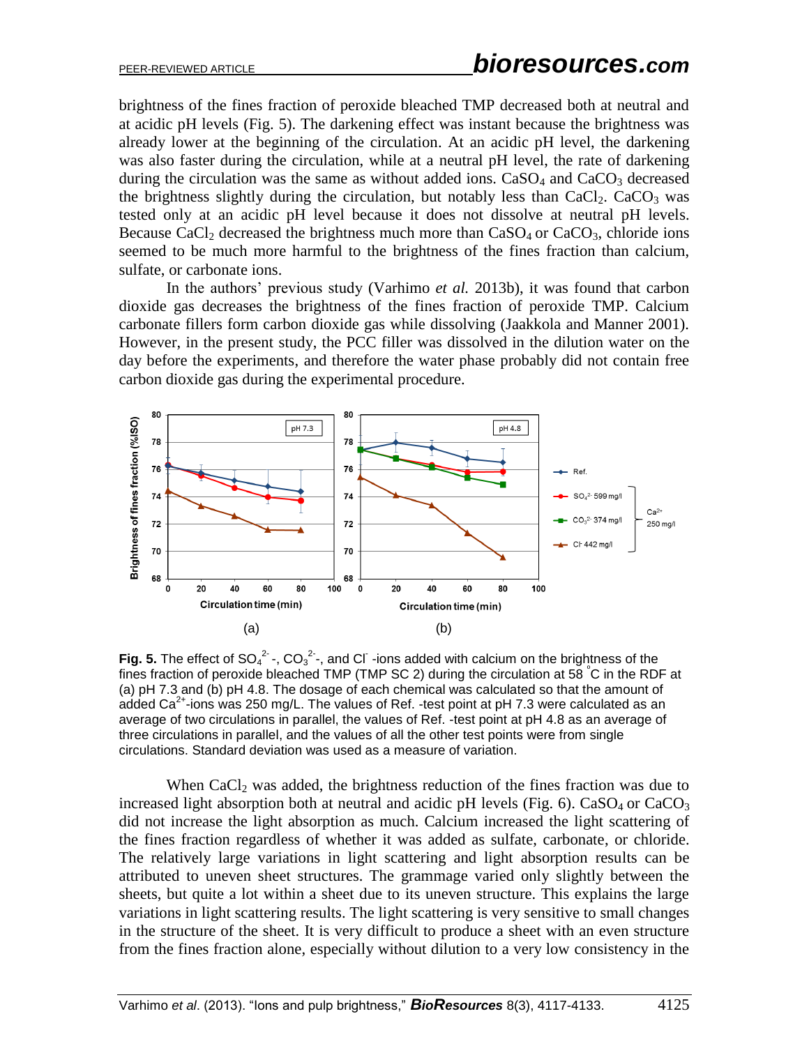brightness of the fines fraction of peroxide bleached TMP decreased both at neutral and at acidic pH levels (Fig. 5). The darkening effect was instant because the brightness was already lower at the beginning of the circulation. At an acidic pH level, the darkening was also faster during the circulation, while at a neutral pH level, the rate of darkening during the circulation was the same as without added ions. $CaSO_4$ and $CaCO_3$ decreased the brightness slightly during the circulation, but notably less than $CaCl_2$. $CaCO_3$ was tested only at an acidic pH level because it does not dissolve at neutral pH levels. Because $CaCl_2$ decreased the brightness much more than $CaSO_4$ or $CaCO_3$, chloride ions seemed to be much more harmful to the brightness of the fines fraction than calcium, sulfate, or carbonate ions.

In the authors' previous study (Varhimo *et al.* 2013b), it was found that carbon dioxide gas decreases the brightness of the fines fraction of peroxide TMP. Calcium carbonate fillers form carbon dioxide gas while dissolving (Jaakkola and Manner 2001). However, in the present study, the PCC filler was dissolved in the dilution water on the day before the experiments, and therefore the water phase probably did not contain free carbon dioxide gas during the experimental procedure.

Brightness of fines fraction (%ISO)

pH 7.3

pH 4.8

Circulation time (min)

Ref.

$SO_4^{2-}$ 599 mg/l

$CO_3^{2-}$ 374 mg/l

$Cl^-$ 442 mg/l

$Ca^{2+}$ 250 mg/l

(a) (b)

**Fig. 5.** The effect of $SO_4^{2-}$-, $CO_3^{2-}$-, and $Cl^-$ -ions added with calcium on the brightness of the fines fraction of peroxide bleached TMP (TMP SC 2) during the circulation at 58 °C in the RDF at (a) pH 7.3 and (b) pH 4.8. The dosage of each chemical was calculated so that the amount of added $Ca^{2+}$-ions was 250 mg/L. The values of Ref. -test point at pH 7.3 were calculated as an average of two circulations in parallel, the values of Ref. -test point at pH 4.8 as an average of three circulations in parallel, and the values of all the other test points were from single circulations. Standard deviation was used as a measure of variation.

When $CaCl_2$ was added, the brightness reduction of the fines fraction was due to increased light absorption both at neutral and acidic pH levels (Fig. 6). $CaSO_4$ or $CaCO_3$ did not increase the light absorption as much. Calcium increased the light scattering of the fines fraction regardless of whether it was added as sulfate, carbonate, or chloride. The relatively large variations in light scattering and light absorption results can be attributed to uneven sheet structures. The grammage varied only slightly between the sheets, but quite a lot within a sheet due to its uneven structure. This explains the large variations in light scattering results. The light scattering is very sensitive to small changes in the structure of the sheet. It is very difficult to produce a sheet with an even structure from the fines fraction alone, especially without dilution to a very low consistency in the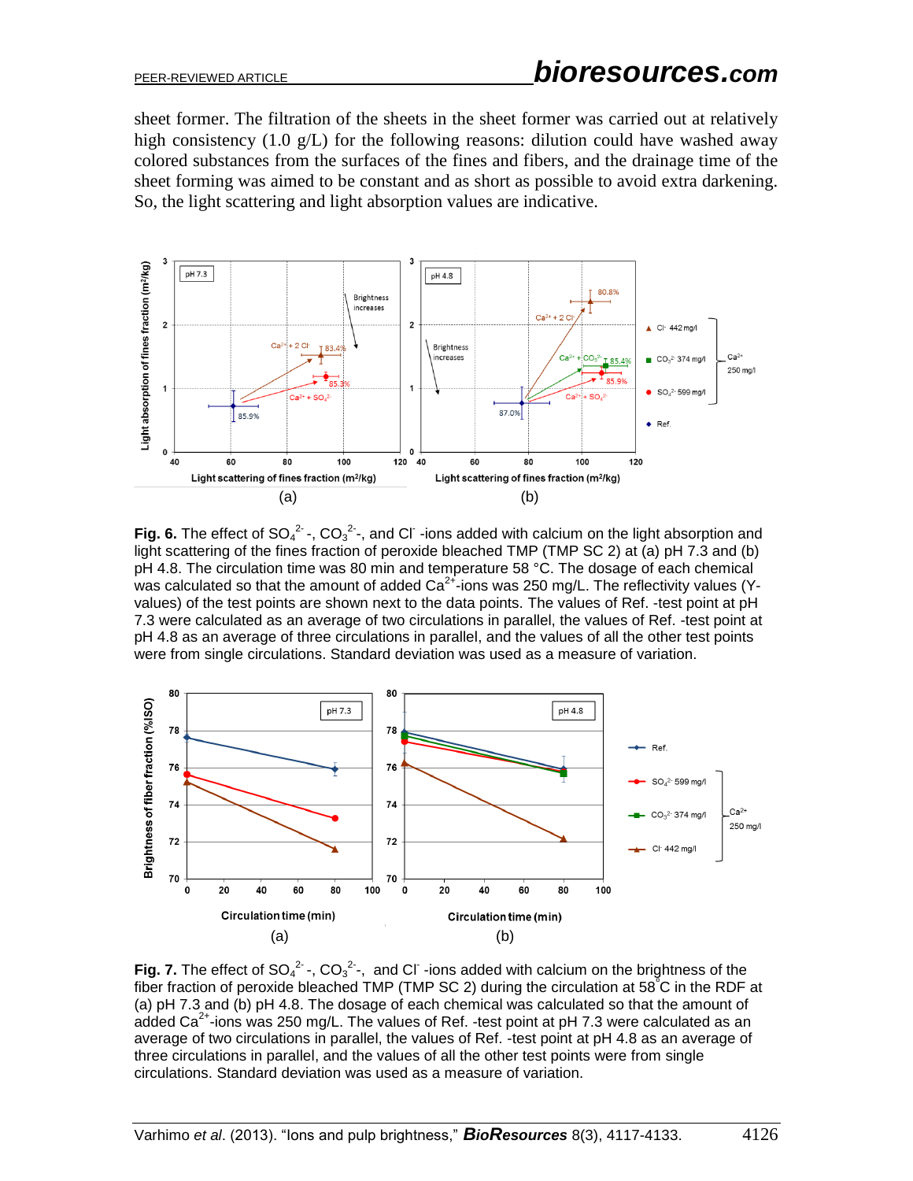sheet former. The filtration of the sheets in the sheet former was carried out at relatively high consistency (1.0 g/L) for the following reasons: dilution could have washed away colored substances from the surfaces of the fines and fibers, and the drainage time of the sheet forming was aimed to be constant and as short as possible to avoid extra darkening. So, the light scattering and light absorption values are indicative.

(a)
pH 7.3
Light absorption of fines fraction (m²/kg)
Light scattering of fines fraction (m²/kg)
3
2
1
0
40
60
80
100
120
Brightness increases
$Ca^{2+}$ + 2 $Cl^-$
83.4%
85.3%
$Ca^{2+}$ + $SO_4^{2-}$
85.9%

(b)
pH 4.8
Light scattering of fines fraction (m²/kg)
3
2
1
0
40
60
80
100
120
Brightness increases
80.8%
$Ca^{2+}$ + 2 $Cl^-$
$Ca^{2+}$ + $CO_3^{2-}$
85.4%
85.9%
$Ca^{2+}$ + $SO_4^{2-}$
87.0%

$Cl^-$ 442 mg/l
$CO_3^{2-}$ 374 mg/l
$SO_4^{2-}$ 599 mg/l
$Ca^{2+}$ 250 mg/l
Ref.

**Fig. 6.** The effect of $SO_4^{2-}$-, $CO_3^{2-}$-, and $Cl^-$ -ions added with calcium on the light absorption and light scattering of the fines fraction of peroxide bleached TMP (TMP SC 2) at (a) pH 7.3 and (b) pH 4.8. The circulation time was 80 min and temperature 58 °C. The dosage of each chemical was calculated so that the amount of added $Ca^{2+}$-ions was 250 mg/L. The reflectivity values (Y-values) of the test points are shown next to the data points. The values of Ref. -test point at pH 7.3 were calculated as an average of two circulations in parallel, the values of Ref. -test point at pH 4.8 as an average of three circulations in parallel, and the values of all the other test points were from single circulations. Standard deviation was used as a measure of variation.

(a)
pH 7.3
Brightness of fiber fraction (%ISO)
Circulation time (min)
80
78
76
74
72
70
0
20
40
60
80
100

(b)
pH 4.8
Circulation time (min)
80
78
76
74
72
70
0
20
40
60
80
100

Ref.
$SO_4^{2-}$ 599 mg/l
$CO_3^{2-}$ 374 mg/l
$Cl^-$ 442 mg/l
$Ca^{2+}$ 250 mg/l

**Fig. 7.** The effect of $SO_4^{2-}$-, $CO_3^{2-}$-, and $Cl^-$ -ions added with calcium on the brightness of the fiber fraction of peroxide bleached TMP (TMP SC 2) during the circulation at 58 °C in the RDF at (a) pH 7.3 and (b) pH 4.8. The dosage of each chemical was calculated so that the amount of added $Ca^{2+}$-ions was 250 mg/L. The values of Ref. -test point at pH 7.3 were calculated as an average of two circulations in parallel, the values of Ref. -test point at pH 4.8 as an average of three circulations in parallel, and the values of all the other test points were from single circulations. Standard deviation was used as a measure of variation.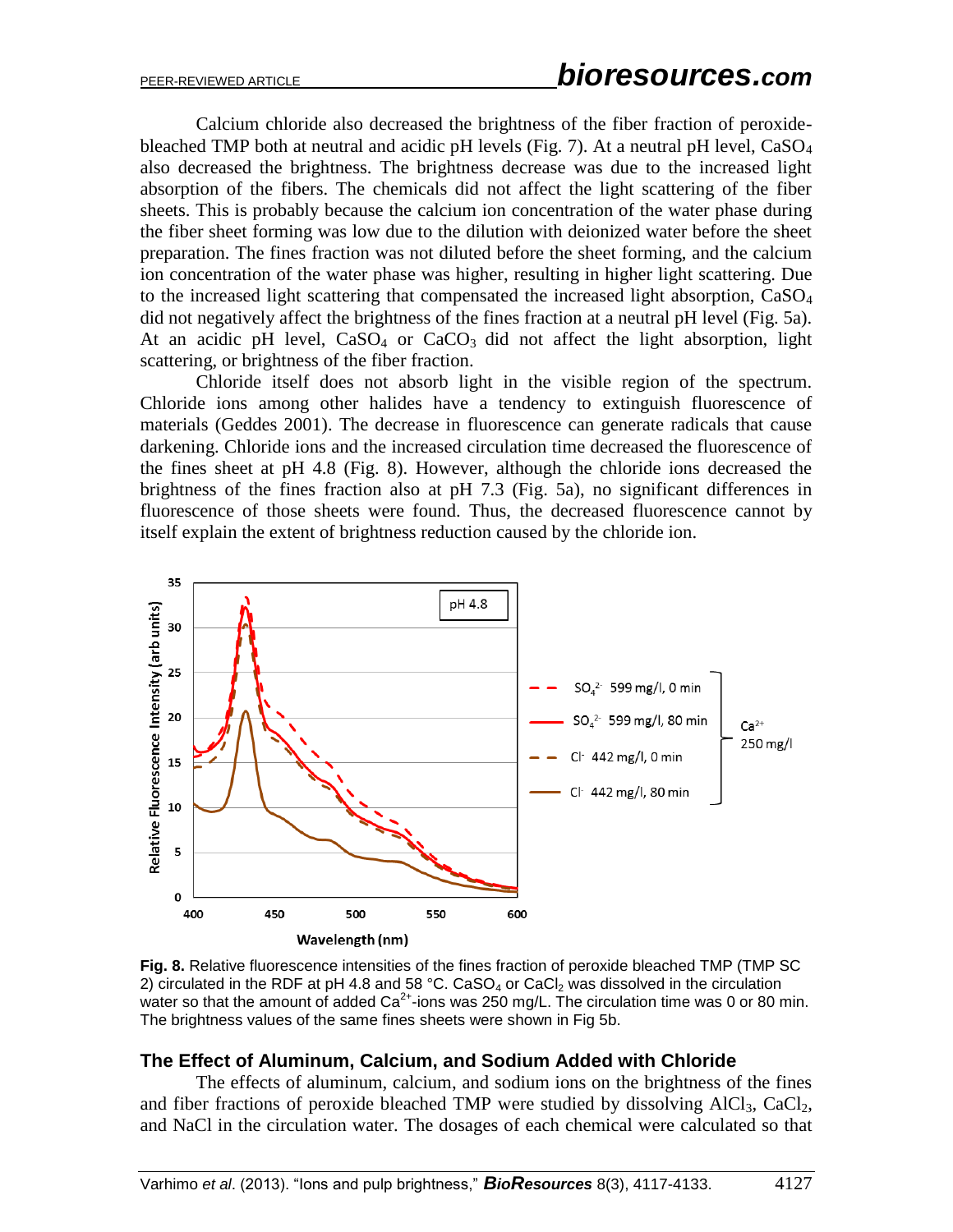Calcium chloride also decreased the brightness of the fiber fraction of peroxide-bleached TMP both at neutral and acidic pH levels (Fig. 7). At a neutral pH level, $CaSO_4$ also decreased the brightness. The brightness decrease was due to the increased light absorption of the fibers. The chemicals did not affect the light scattering of the fiber sheets. This is probably because the calcium ion concentration of the water phase during the fiber sheet forming was low due to the dilution with deionized water before the sheet preparation. The fines fraction was not diluted before the sheet forming, and the calcium ion concentration of the water phase was higher, resulting in higher light scattering. Due to the increased light scattering that compensated the increased light absorption, $CaSO_4$ did not negatively affect the brightness of the fines fraction at a neutral pH level (Fig. 5a). At an acidic pH level, $CaSO_4$ or $CaCO_3$ did not affect the light absorption, light scattering, or brightness of the fiber fraction.

Chloride itself does not absorb light in the visible region of the spectrum. Chloride ions among other halides have a tendency to extinguish fluorescence of materials (Geddes 2001). The decrease in fluorescence can generate radicals that cause darkening. Chloride ions and the increased circulation time decreased the fluorescence of the fines sheet at pH 4.8 (Fig. 8). However, although the chloride ions decreased the brightness of the fines fraction also at pH 7.3 (Fig. 5a), no significant differences in fluorescence of those sheets were found. Thus, the decreased fluorescence cannot by itself explain the extent of brightness reduction caused by the chloride ion.

pH 4.8

Relative Fluorescence Intensity (arb units)

0
5
10
15
20
25
30
35

400
450
500
550
600

Wavelength (nm)

$SO_4^{2-}$ 599 mg/l, 0 min

$SO_4^{2-}$ 599 mg/l, 80 min

$Cl^-$ 442 mg/l, 0 min

$Cl^-$ 442 mg/l, 80 min

$Ca^{2+}$ 250 mg/l

**Fig. 8.** Relative fluorescence intensities of the fines fraction of peroxide bleached TMP (TMP SC 2) circulated in the RDF at pH 4.8 and 58 °C. $CaSO_4$ or $CaCl_2$ was dissolved in the circulation water so that the amount of added $Ca^{2+}$-ions was 250 mg/L. The circulation time was 0 or 80 min. The brightness values of the same fines sheets were shown in Fig 5b.

## The Effect of Aluminum, Calcium, and Sodium Added with Chloride

The effects of aluminum, calcium, and sodium ions on the brightness of the fines and fiber fractions of peroxide bleached TMP were studied by dissolving $AlCl_3$, $CaCl_2$, and NaCl in the circulation water. The dosages of each chemical were calculated so that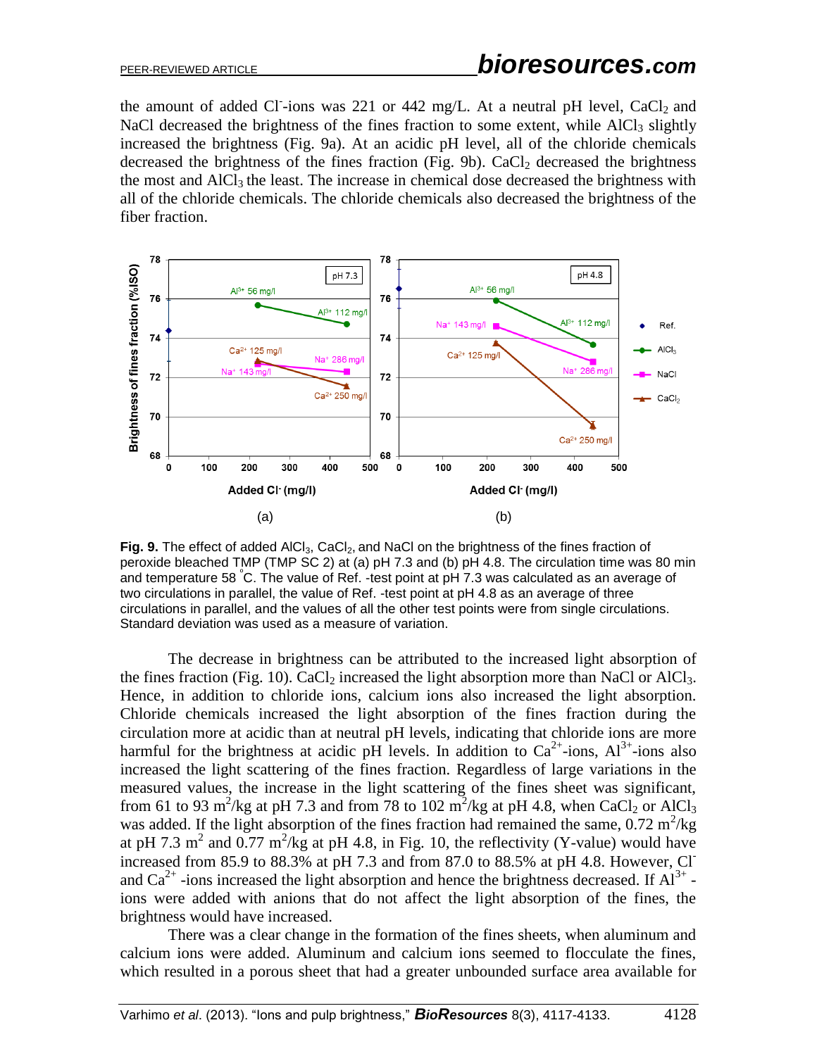the amount of added $Cl^-$-ions was 221 or 442 mg/L. At a neutral pH level, $CaCl_2$ and NaCl decreased the brightness of the fines fraction to some extent, while $AlCl_3$ slightly increased the brightness (Fig. 9a). At an acidic pH level, all of the chloride chemicals decreased the brightness of the fines fraction (Fig. 9b). $CaCl_2$ decreased the brightness the most and $AlCl_3$ the least. The increase in chemical dose decreased the brightness with all of the chloride chemicals. The chloride chemicals also decreased the brightness of the fiber fraction.

Brightness of fines fraction (%ISO)

pH 7.3

$Al^{3+}$ 56 mg/l
$Al^{3+}$ 112 mg/l
$Ca^{2+}$ 125 mg/l
$Na^+$ 286 mg/l
$Na^+$ 143 mg/l
$Ca^{2+}$ 250 mg/l

Added $Cl^-$ (mg/l)

(a)

pH 4.8

$Al^{3+}$ 56 mg/l
$Na^+$ 143 mg/l
$Al^{3+}$ 112 mg/l
$Ca^{2+}$ 125 mg/l
$Na^+$ 286 mg/l
$Ca^{2+}$ 250 mg/l

Added $Cl^-$ (mg/l)

(b)

Ref.
$AlCl_3$
NaCl
$CaCl_2$

**Fig. 9.** The effect of added $AlCl_3$, $CaCl_2$, and NaCl on the brightness of the fines fraction of peroxide bleached TMP (TMP SC 2) at (a) pH 7.3 and (b) pH 4.8. The circulation time was 80 min and temperature 58 °C. The value of Ref. -test point at pH 7.3 was calculated as an average of two circulations in parallel, the value of Ref. -test point at pH 4.8 as an average of three circulations in parallel, and the values of all the other test points were from single circulations. Standard deviation was used as a measure of variation.

The decrease in brightness can be attributed to the increased light absorption of the fines fraction (Fig. 10). $CaCl_2$ increased the light absorption more than NaCl or $AlCl_3$. Hence, in addition to chloride ions, calcium ions also increased the light absorption. Chloride chemicals increased the light absorption of the fines fraction during the circulation more at acidic than at neutral pH levels, indicating that chloride ions are more harmful for the brightness at acidic pH levels. In addition to $Ca^{2+}$-ions, $Al^{3+}$-ions also increased the light scattering of the fines fraction. Regardless of large variations in the measured values, the increase in the light scattering of the fines sheet was significant, from 61 to 93 $m^2$/kg at pH 7.3 and from 78 to 102 $m^2$/kg at pH 4.8, when $CaCl_2$ or $AlCl_3$ was added. If the light absorption of the fines fraction had remained the same, 0.72 $m^2$/kg at pH 7.3 $m^2$ and 0.77 $m^2$/kg at pH 4.8, in Fig. 10, the reflectivity (Y-value) would have increased from 85.9 to 88.3% at pH 7.3 and from 87.0 to 88.5% at pH 4.8. However, $Cl^-$ and $Ca^{2+}$ -ions increased the light absorption and hence the brightness decreased. If $Al^{3+}$ -ions were added with anions that do not affect the light absorption of the fines, the brightness would have increased.

There was a clear change in the formation of the fines sheets, when aluminum and calcium ions were added. Aluminum and calcium ions seemed to flocculate the fines, which resulted in a porous sheet that had a greater unbounded surface area available for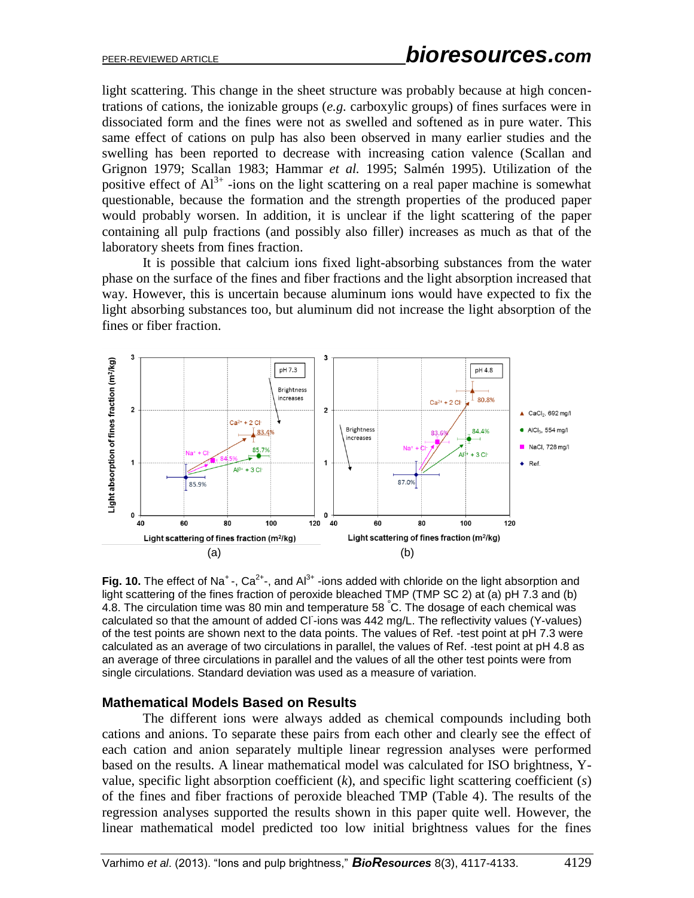light scattering. This change in the sheet structure was probably because at high concentrations of cations, the ionizable groups (*e.g.* carboxylic groups) of fines surfaces were in dissociated form and the fines were not as swelled and softened as in pure water. This same effect of cations on pulp has also been observed in many earlier studies and the swelling has been reported to decrease with increasing cation valence (Scallan and Grignon 1979; Scallan 1983; Hammar *et al.* 1995; Salmén 1995). Utilization of the positive effect of $Al^{3+}$ -ions on the light scattering on a real paper machine is somewhat questionable, because the formation and the strength properties of the produced paper would probably worsen. In addition, it is unclear if the light scattering of the paper containing all pulp fractions (and possibly also filler) increases as much as that of the laboratory sheets from fines fraction.

It is possible that calcium ions fixed light-absorbing substances from the water phase on the surface of the fines and fiber fractions and the light absorption increased that way. However, this is uncertain because aluminum ions would have expected to fix the light absorbing substances too, but aluminum did not increase the light absorption of the fines or fiber fraction.

Light absorption of fines fraction (m²/kg)

pH 7.3

Brightness increases

$Ca^{2+}$ + 2 $Cl^-$

83.4%

$Na^+$ + $Cl^-$

84.5%

85.7%

$Al^{3+}$ + 3 $Cl^-$

85.9%

Light scattering of fines fraction (m²/kg)

(a)

pH 4.8

$Ca^{2+}$ + 2 $Cl^-$

80.8%

Brightness increases

83.6%

84.4%

$Na^+$ + $Cl^-$

$Al^{3+}$ + 3 $Cl^-$

87.0%

Light scattering of fines fraction (m²/kg)

(b)

$CaCl_2$, 692 mg/l

$AlCl_3$, 554 mg/l

NaCl, 728 mg/l

Ref.

**Fig. 10.** The effect of $Na^+$ -, $Ca^{2+}$-, and $Al^{3+}$ -ions added with chloride on the light absorption and light scattering of the fines fraction of peroxide bleached TMP (TMP SC 2) at (a) pH 7.3 and (b) 4.8. The circulation time was 80 min and temperature 58 °C. The dosage of each chemical was calculated so that the amount of added $Cl^-$-ions was 442 mg/L. The reflectivity values (Y-values) of the test points are shown next to the data points. The values of Ref. -test point at pH 7.3 were calculated as an average of two circulations in parallel, the values of Ref. -test point at pH 4.8 as an average of three circulations in parallel and the values of all the other test points were from single circulations. Standard deviation was used as a measure of variation.

### Mathematical Models Based on Results

The different ions were always added as chemical compounds including both cations and anions. To separate these pairs from each other and clearly see the effect of each cation and anion separately multiple linear regression analyses were performed based on the results. A linear mathematical model was calculated for ISO brightness, Y-value, specific light absorption coefficient ($k$), and specific light scattering coefficient ($s$) of the fines and fiber fractions of peroxide bleached TMP (Table 4). The results of the regression analyses supported the results shown in this paper quite well. However, the linear mathematical model predicted too low initial brightness values for the fines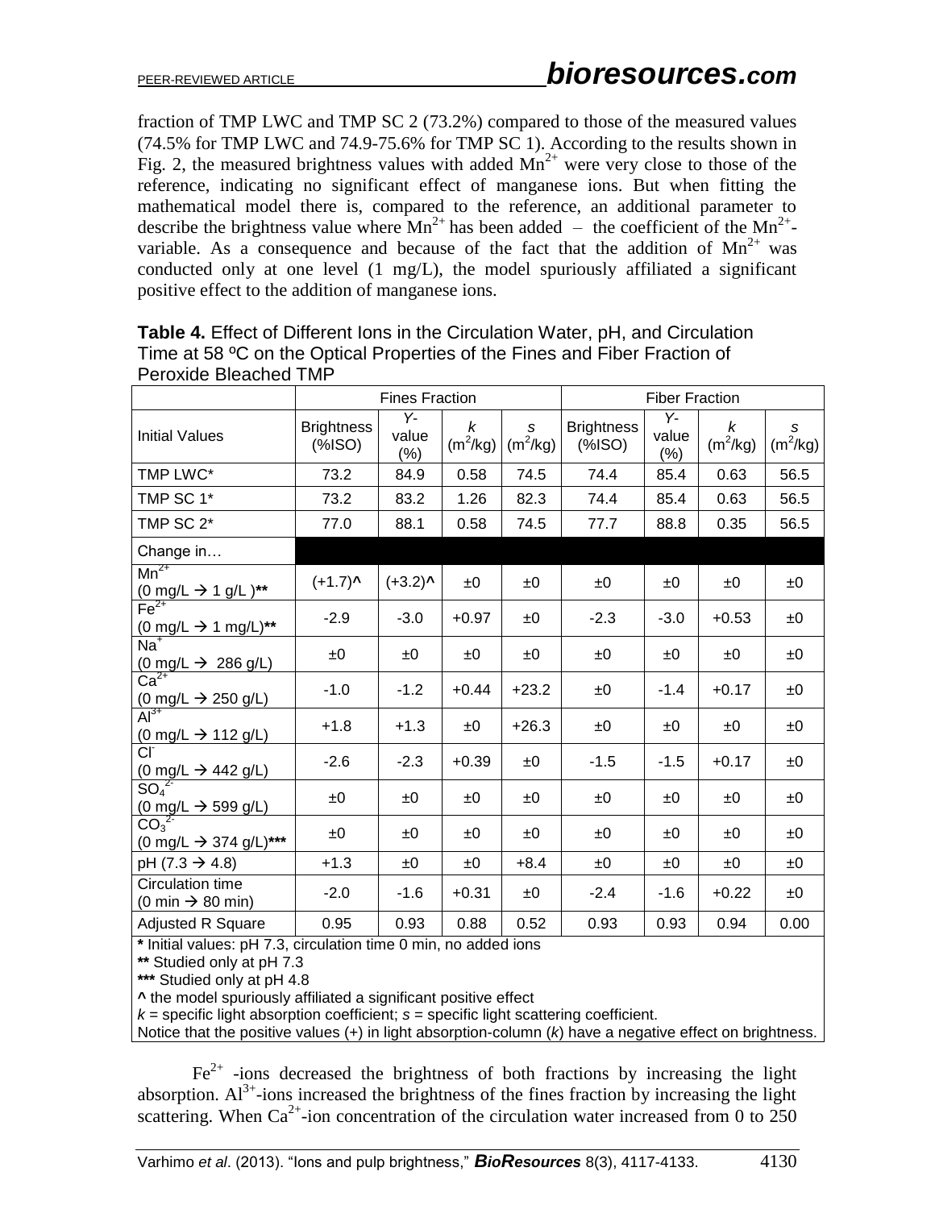fraction of TMP LWC and TMP SC 2 (73.2%) compared to those of the measured values (74.5% for TMP LWC and 74.9-75.6% for TMP SC 1). According to the results shown in Fig. 2, the measured brightness values with added $Mn^{2+}$ were very close to those of the reference, indicating no significant effect of manganese ions. But when fitting the mathematical model there is, compared to the reference, an additional parameter to describe the brightness value where $Mn^{2+}$ has been added – the coefficient of the $Mn^{2+}$-variable. As a consequence and because of the fact that the addition of $Mn^{2+}$ was conducted only at one level (1 mg/L), the model spuriously affiliated a significant positive effect to the addition of manganese ions.

**Table 4.** Effect of Different Ions in the Circulation Water, pH, and Circulation Time at 58 ºC on the Optical Properties of the Fines and Fiber Fraction of Peroxide Bleached TMP

| | Fines Fraction | | | | Fiber Fraction | | | |
|---|---|---|---|---|---|---|---|---|
| Initial Values | Brightness (%ISO) | *Y*-value (%) | *k* ($m^2$/kg) | *s* ($m^2$/kg) | Brightness (%ISO) | *Y*-value (%) | *k* ($m^2$/kg) | *s* ($m^2$/kg) |
| TMP LWC* | 73.2 | 84.9 | 0.58 | 74.5 | 74.4 | 85.4 | 0.63 | 56.5 |
| TMP SC 1* | 73.2 | 83.2 | 1.26 | 82.3 | 74.4 | 85.4 | 0.63 | 56.5 |
| TMP SC 2* | 77.0 | 88.1 | 0.58 | 74.5 | 77.7 | 88.8 | 0.35 | 56.5 |
| Change in… | | | | | | | | |
| $Mn^{2+}$ (0 mg/L → 1 g/L )** | (+1.7)^ | (+3.2)^ | ±0 | ±0 | ±0 | ±0 | ±0 | ±0 |
| $Fe^{2+}$ (0 mg/L → 1 mg/L)** | -2.9 | -3.0 | +0.97 | ±0 | -2.3 | -3.0 | +0.53 | ±0 |
| $Na^{+}$ (0 mg/L → 286 g/L) | ±0 | ±0 | ±0 | ±0 | ±0 | ±0 | ±0 | ±0 |
| $Ca^{2+}$ (0 mg/L → 250 g/L) | -1.0 | -1.2 | +0.44 | +23.2 | ±0 | -1.4 | +0.17 | ±0 |
| $Al^{3+}$ (0 mg/L → 112 g/L) | +1.8 | +1.3 | ±0 | +26.3 | ±0 | ±0 | ±0 | ±0 |
| $Cl^{-}$ (0 mg/L → 442 g/L) | -2.6 | -2.3 | +0.39 | ±0 | -1.5 | -1.5 | +0.17 | ±0 |
| $SO_4^{2-}$ (0 mg/L → 599 g/L) | ±0 | ±0 | ±0 | ±0 | ±0 | ±0 | ±0 | ±0 |
| $CO_3^{2-}$ (0 mg/L → 374 g/L)*** | ±0 | ±0 | ±0 | ±0 | ±0 | ±0 | ±0 | ±0 |
| pH (7.3 → 4.8) | +1.3 | ±0 | ±0 | +8.4 | ±0 | ±0 | ±0 | ±0 |
| Circulation time (0 min → 80 min) | -2.0 | -1.6 | +0.31 | ±0 | -2.4 | -1.6 | +0.22 | ±0 |
| Adjusted R Square | 0.95 | 0.93 | 0.88 | 0.52 | 0.93 | 0.93 | 0.94 | 0.00 |

**\*** Initial values: pH 7.3, circulation time 0 min, no added ions
**\*\*** Studied only at pH 7.3
**\*\*\*** Studied only at pH 4.8
**^** the model spuriously affiliated a significant positive effect
*k* = specific light absorption coefficient; *s* = specific light scattering coefficient.
Notice that the positive values (+) in light absorption-column (*k*) have a negative effect on brightness.

$Fe^{2+}$ -ions decreased the brightness of both fractions by increasing the light absorption. $Al^{3+}$-ions increased the brightness of the fines fraction by increasing the light scattering. When $Ca^{2+}$-ion concentration of the circulation water increased from 0 to 250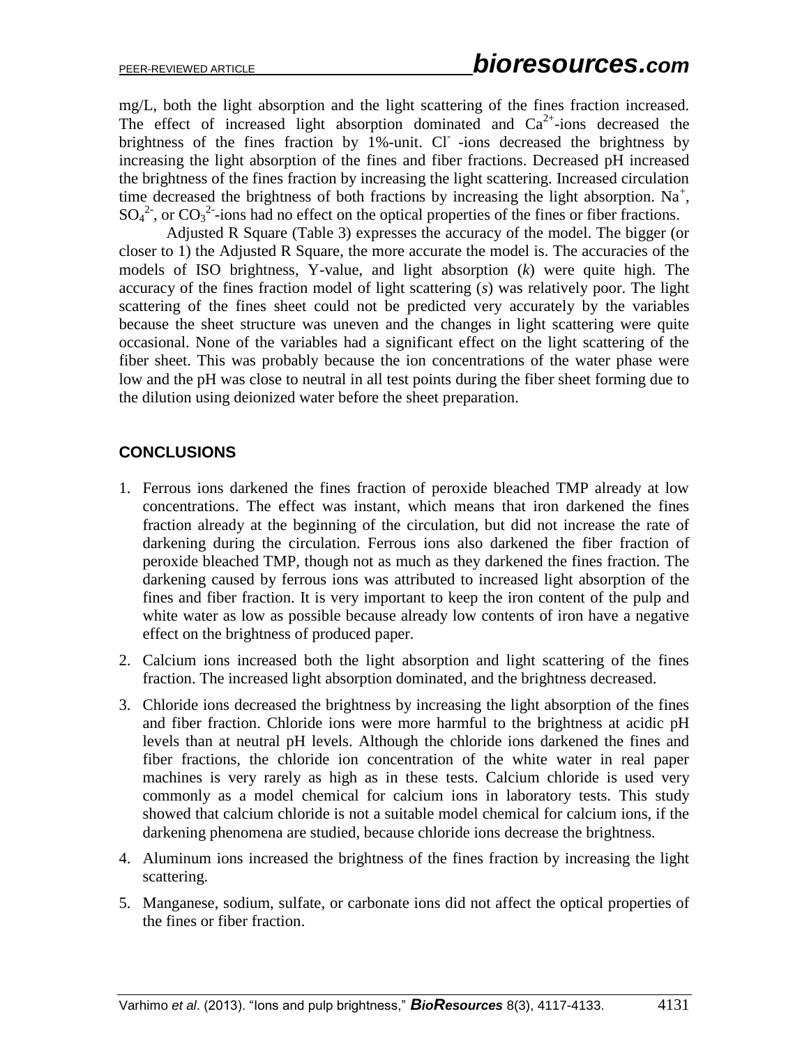mg/L, both the light absorption and the light scattering of the fines fraction increased. The effect of increased light absorption dominated and $Ca^{2+}$-ions decreased the brightness of the fines fraction by 1%-unit. $Cl^{-}$ -ions decreased the brightness by increasing the light absorption of the fines and fiber fractions. Decreased pH increased the brightness of the fines fraction by increasing the light scattering. Increased circulation time decreased the brightness of both fractions by increasing the light absorption. $Na^{+}$, $SO_4^{2-}$, or $CO_3^{2-}$-ions had no effect on the optical properties of the fines or fiber fractions.

Adjusted R Square (Table 3) expresses the accuracy of the model. The bigger (or closer to 1) the Adjusted R Square, the more accurate the model is. The accuracies of the models of ISO brightness, Y-value, and light absorption ($k$) were quite high. The accuracy of the fines fraction model of light scattering ($s$) was relatively poor. The light scattering of the fines sheet could not be predicted very accurately by the variables because the sheet structure was uneven and the changes in light scattering were quite occasional. None of the variables had a significant effect on the light scattering of the fiber sheet. This was probably because the ion concentrations of the water phase were low and the pH was close to neutral in all test points during the fiber sheet forming due to the dilution using deionized water before the sheet preparation.

## CONCLUSIONS

1. Ferrous ions darkened the fines fraction of peroxide bleached TMP already at low concentrations. The effect was instant, which means that iron darkened the fines fraction already at the beginning of the circulation, but did not increase the rate of darkening during the circulation. Ferrous ions also darkened the fiber fraction of peroxide bleached TMP, though not as much as they darkened the fines fraction. The darkening caused by ferrous ions was attributed to increased light absorption of the fines and fiber fraction. It is very important to keep the iron content of the pulp and white water as low as possible because already low contents of iron have a negative effect on the brightness of produced paper.
2. Calcium ions increased both the light absorption and light scattering of the fines fraction. The increased light absorption dominated, and the brightness decreased.
3. Chloride ions decreased the brightness by increasing the light absorption of the fines and fiber fraction. Chloride ions were more harmful to the brightness at acidic pH levels than at neutral pH levels. Although the chloride ions darkened the fines and fiber fractions, the chloride ion concentration of the white water in real paper machines is very rarely as high as in these tests. Calcium chloride is used very commonly as a model chemical for calcium ions in laboratory tests. This study showed that calcium chloride is not a suitable model chemical for calcium ions, if the darkening phenomena are studied, because chloride ions decrease the brightness.
4. Aluminum ions increased the brightness of the fines fraction by increasing the light scattering.
5. Manganese, sodium, sulfate, or carbonate ions did not affect the optical properties of the fines or fiber fraction.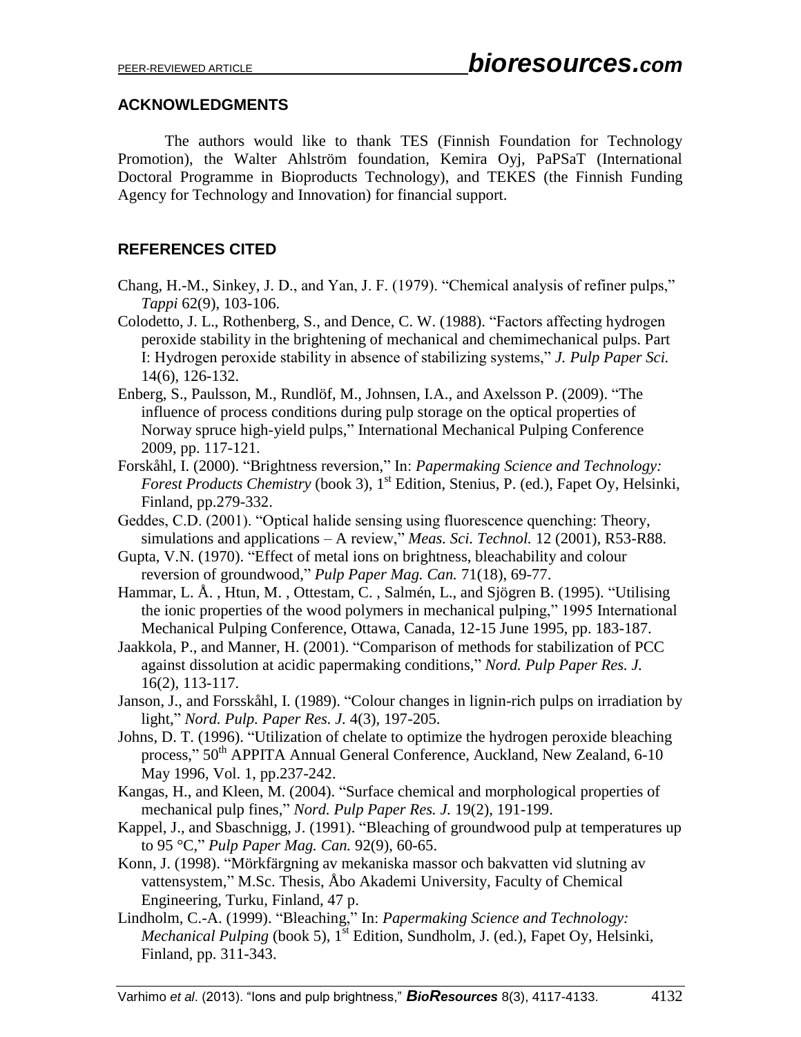## ACKNOWLEDGMENTS

The authors would like to thank TES (Finnish Foundation for Technology Promotion), the Walter Ahlström foundation, Kemira Oyj, PaPSaT (International Doctoral Programme in Bioproducts Technology), and TEKES (the Finnish Funding Agency for Technology and Innovation) for financial support.

## REFERENCES CITED

Chang, H.-M., Sinkey, J. D., and Yan, J. F. (1979). "Chemical analysis of refiner pulps," *Tappi* 62(9), 103-106.

Colodetto, J. L., Rothenberg, S., and Dence, C. W. (1988). "Factors affecting hydrogen peroxide stability in the brightening of mechanical and chemimechanical pulps. Part I: Hydrogen peroxide stability in absence of stabilizing systems," *J. Pulp Paper Sci.* 14(6), 126-132.

Enberg, S., Paulsson, M., Rundlöf, M., Johnsen, I.A., and Axelsson P. (2009). "The influence of process conditions during pulp storage on the optical properties of Norway spruce high-yield pulps," International Mechanical Pulping Conference 2009, pp. 117-121.

Forskåhl, I. (2000). "Brightness reversion," In: *Papermaking Science and Technology: Forest Products Chemistry* (book 3), 1st Edition, Stenius, P. (ed.), Fapet Oy, Helsinki, Finland, pp.279-332.

Geddes, C.D. (2001). "Optical halide sensing using fluorescence quenching: Theory, simulations and applications – A review," *Meas. Sci. Technol.* 12 (2001), R53-R88.

Gupta, V.N. (1970). "Effect of metal ions on brightness, bleachability and colour reversion of groundwood," *Pulp Paper Mag. Can.* 71(18), 69-77.

Hammar, L. Å. , Htun, M. , Ottestam, C. , Salmén, L., and Sjögren B. (1995). "Utilising the ionic properties of the wood polymers in mechanical pulping," 1995 International Mechanical Pulping Conference, Ottawa, Canada, 12-15 June 1995, pp. 183-187.

Jaakkola, P., and Manner, H. (2001). "Comparison of methods for stabilization of PCC against dissolution at acidic papermaking conditions," *Nord. Pulp Paper Res. J.* 16(2), 113-117.

Janson, J., and Forsskåhl, I. (1989). "Colour changes in lignin-rich pulps on irradiation by light," *Nord. Pulp. Paper Res. J.* 4(3), 197-205.

Johns, D. T. (1996). "Utilization of chelate to optimize the hydrogen peroxide bleaching process," 50th APPITA Annual General Conference, Auckland, New Zealand, 6-10 May 1996, Vol. 1, pp.237-242.

Kangas, H., and Kleen, M. (2004). "Surface chemical and morphological properties of mechanical pulp fines," *Nord. Pulp Paper Res. J.* 19(2), 191-199.

Kappel, J., and Sbaschnigg, J. (1991). "Bleaching of groundwood pulp at temperatures up to 95 °C," *Pulp Paper Mag. Can.* 92(9), 60-65.

Konn, J. (1998). "Mörkfärgning av mekaniska massor och bakvatten vid slutning av vattensystem," M.Sc. Thesis, Åbo Akademi University, Faculty of Chemical Engineering, Turku, Finland, 47 p.

Lindholm, C.-A. (1999). "Bleaching," In: *Papermaking Science and Technology: Mechanical Pulping* (book 5), 1st Edition, Sundholm, J. (ed.), Fapet Oy, Helsinki, Finland, pp. 311-343.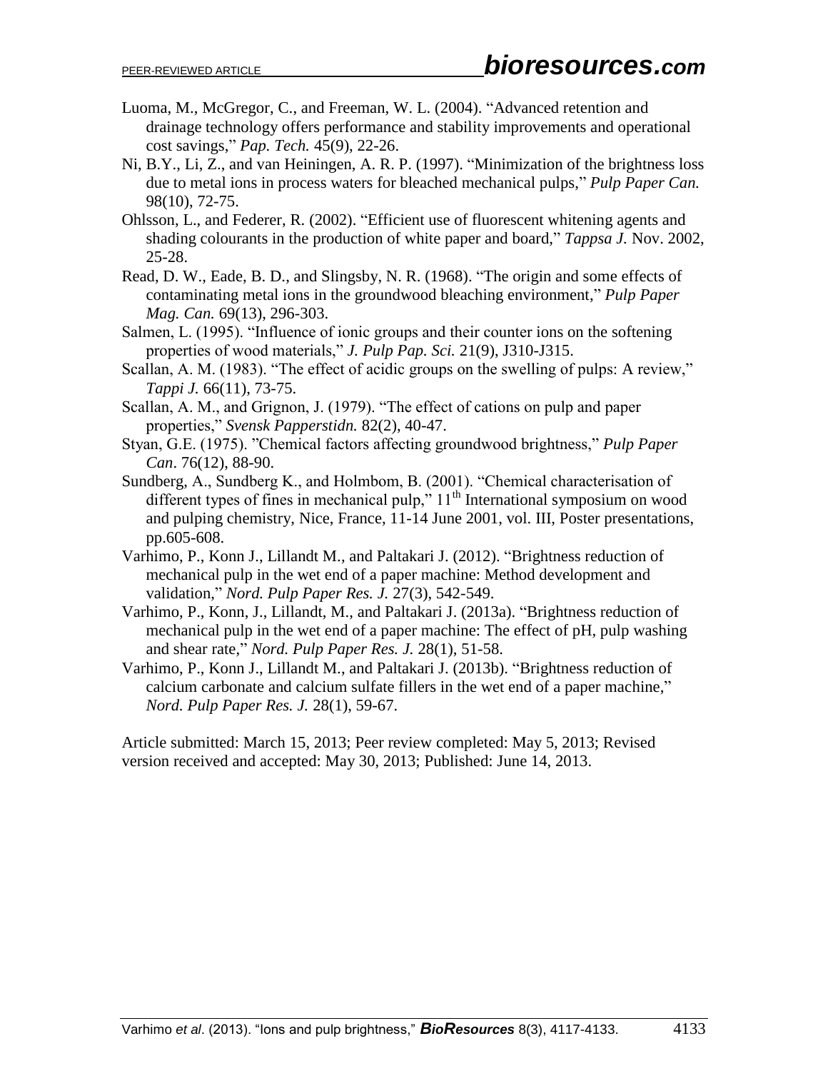Luoma, M., McGregor, C., and Freeman, W. L. (2004). "Advanced retention and drainage technology offers performance and stability improvements and operational cost savings," *Pap. Tech.* 45(9), 22-26.

Ni, B.Y., Li, Z., and van Heiningen, A. R. P. (1997). "Minimization of the brightness loss due to metal ions in process waters for bleached mechanical pulps," *Pulp Paper Can.* 98(10), 72-75.

Ohlsson, L., and Federer, R. (2002). "Efficient use of fluorescent whitening agents and shading colourants in the production of white paper and board," *Tappsa J.* Nov. 2002, 25-28.

Read, D. W., Eade, B. D., and Slingsby, N. R. (1968). "The origin and some effects of contaminating metal ions in the groundwood bleaching environment," *Pulp Paper Mag. Can.* 69(13), 296-303.

Salmen, L. (1995). "Influence of ionic groups and their counter ions on the softening properties of wood materials," *J. Pulp Pap. Sci.* 21(9), J310-J315.

Scallan, A. M. (1983). "The effect of acidic groups on the swelling of pulps: A review," *Tappi J.* 66(11), 73-75.

Scallan, A. M., and Grignon, J. (1979). "The effect of cations on pulp and paper properties," *Svensk Papperstidn.* 82(2), 40-47.

Styan, G.E. (1975). "Chemical factors affecting groundwood brightness," *Pulp Paper Can*. 76(12), 88-90.

Sundberg, A., Sundberg K., and Holmbom, B. (2001). "Chemical characterisation of different types of fines in mechanical pulp," 11th International symposium on wood and pulping chemistry, Nice, France, 11-14 June 2001, vol. III, Poster presentations, pp.605-608.

Varhimo, P., Konn J., Lillandt M., and Paltakari J. (2012). "Brightness reduction of mechanical pulp in the wet end of a paper machine: Method development and validation," *Nord. Pulp Paper Res. J.* 27(3), 542-549.

Varhimo, P., Konn, J., Lillandt, M., and Paltakari J. (2013a). "Brightness reduction of mechanical pulp in the wet end of a paper machine: The effect of pH, pulp washing and shear rate," *Nord. Pulp Paper Res. J.* 28(1), 51-58.

Varhimo, P., Konn J., Lillandt M., and Paltakari J. (2013b). "Brightness reduction of calcium carbonate and calcium sulfate fillers in the wet end of a paper machine," *Nord. Pulp Paper Res. J.* 28(1), 59-67.

Article submitted: March 15, 2013; Peer review completed: May 5, 2013; Revised version received and accepted: May 30, 2013; Published: June 14, 2013.